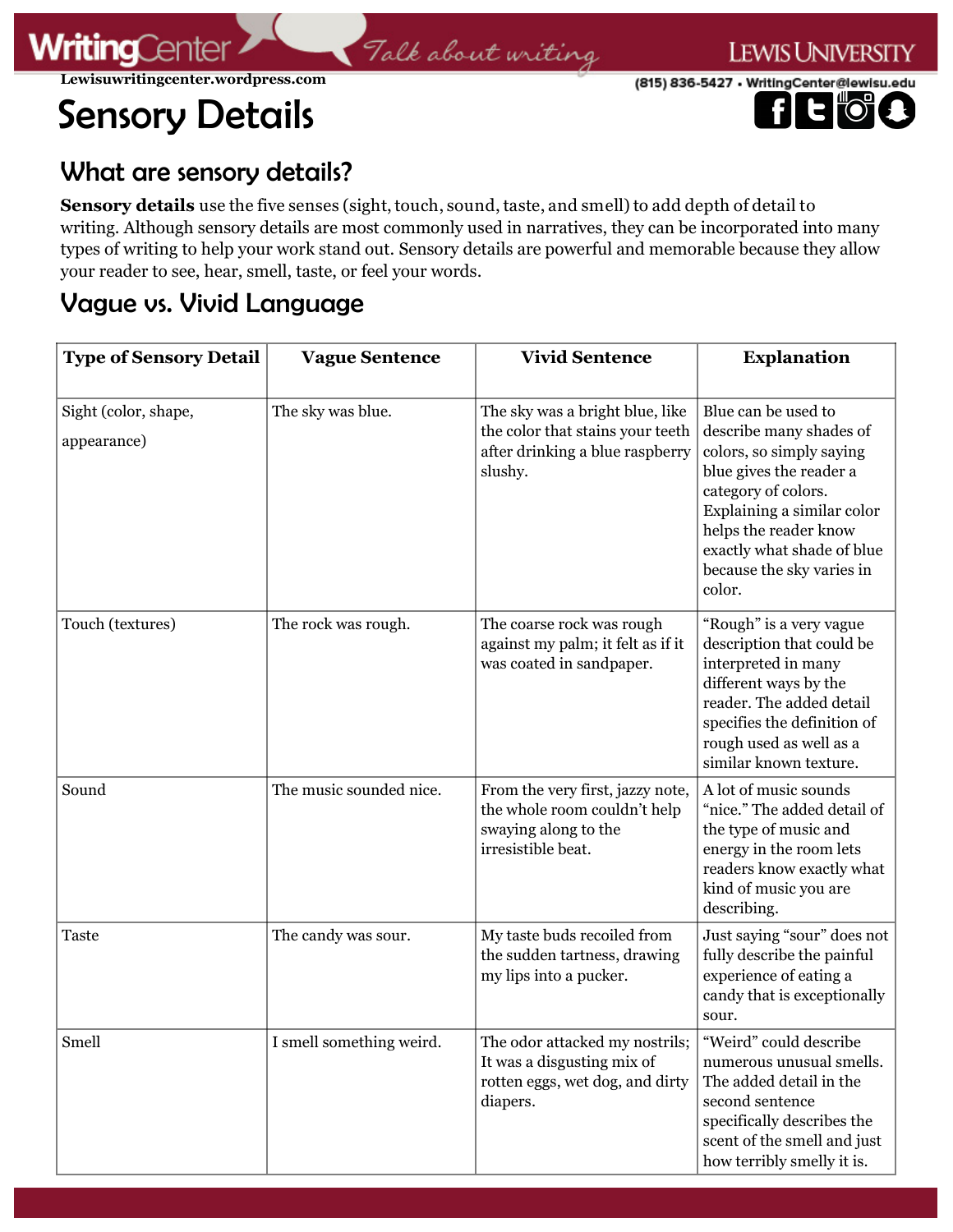# Sensory Details

## What are sensory details?

**Sensory details** use the five senses (sight, touch, sound, taste, and smell) to add depth of detail to writing. Although sensory details are most commonly used in narratives, they can be incorporated into many types of writing to help your work stand out. Sensory details are powerful and memorable because they allow your reader to see, hear, smell, taste, or feel your words.

## Vague vs. Vivid Language

| Type of Sensory Detail | Vague Sentence | Vivid Sentence | Explanation |
|---|---|---|---|
| Sight (color, shape, appearance) | The sky was blue. | The sky was a bright blue, like the color that stains your teeth after drinking a blue raspberry slushy. | Blue can be used to describe many shades of colors, so simply saying blue gives the reader a category of colors. Explaining a similar color helps the reader know exactly what shade of blue because the sky varies in color. |
| Touch (textures) | The rock was rough. | The coarse rock was rough against my palm; it felt as if it was coated in sandpaper. | "Rough" is a very vague description that could be interpreted in many different ways by the reader. The added detail specifies the definition of rough used as well as a similar known texture. |
| Sound | The music sounded nice. | From the very first, jazzy note, the whole room couldn't help swaying along to the irresistible beat. | A lot of music sounds "nice." The added detail of the type of music and energy in the room lets readers know exactly what kind of music you are describing. |
| Taste | The candy was sour. | My taste buds recoiled from the sudden tartness, drawing my lips into a pucker. | Just saying "sour" does not fully describe the painful experience of eating a candy that is exceptionally sour. |
| Smell | I smell something weird. | The odor attacked my nostrils; It was a disgusting mix of rotten eggs, wet dog, and dirty diapers. | "Weird" could describe numerous unusual smells. The added detail in the second sentence specifically describes the scent of the smell and just how terribly smelly it is. |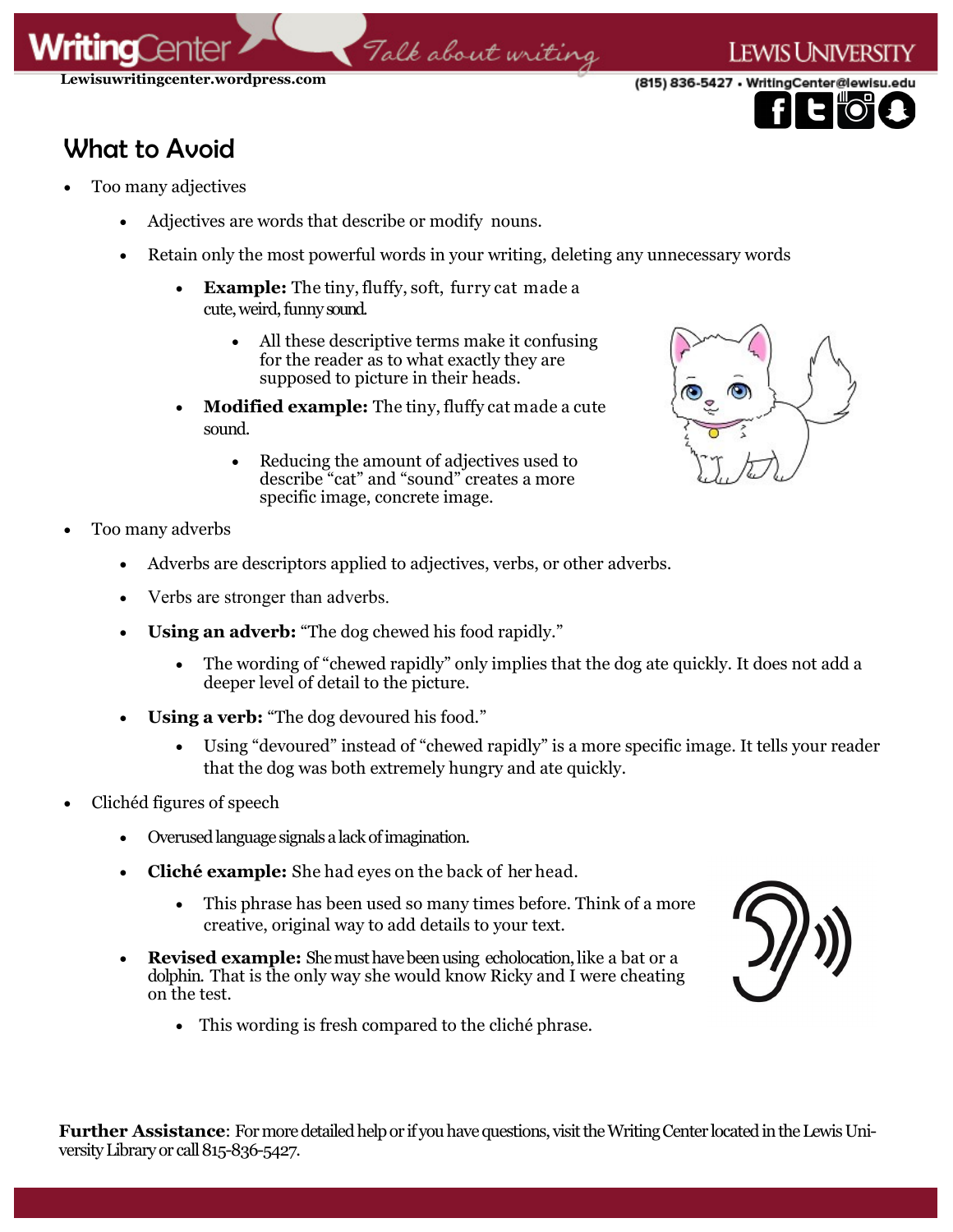## What to Avoid

- Too many adjectives
    - Adjectives are words that describe or modify nouns.
    - Retain only the most powerful words in your writing, deleting any unnecessary words
        - **Example:** The tiny, fluffy, soft, furry cat made a cute, weird, funny sound.
            - All these descriptive terms make it confusing for the reader as to what exactly they are supposed to picture in their heads.
        - **Modified example:** The tiny, fluffy cat made a cute sound.
            - Reducing the amount of adjectives used to describe "cat" and "sound" creates a more specific image, concrete image.
- Too many adverbs
    - Adverbs are descriptors applied to adjectives, verbs, or other adverbs.
    - Verbs are stronger than adverbs.
    - **Using an adverb:** "The dog chewed his food rapidly."
        - The wording of "chewed rapidly" only implies that the dog ate quickly. It does not add a deeper level of detail to the picture.
    - **Using a verb:** "The dog devoured his food."
        - Using "devoured" instead of "chewed rapidly" is a more specific image. It tells your reader that the dog was both extremely hungry and ate quickly.
- Clichéd figures of speech
    - Overused language signals a lack of imagination.
    - **Cliché example:** She had eyes on the back of her head.
        - This phrase has been used so many times before. Think of a more creative, original way to add details to your text.
    - **Revised example:** She must have been using echolocation, like a bat or a dolphin. That is the only way she would know Ricky and I were cheating on the test.
        - This wording is fresh compared to the cliché phrase.

**Further Assistance**: For more detailed help or if you have questions, visit the Writing Center located in the Lewis University Library or call 815-836-5427.